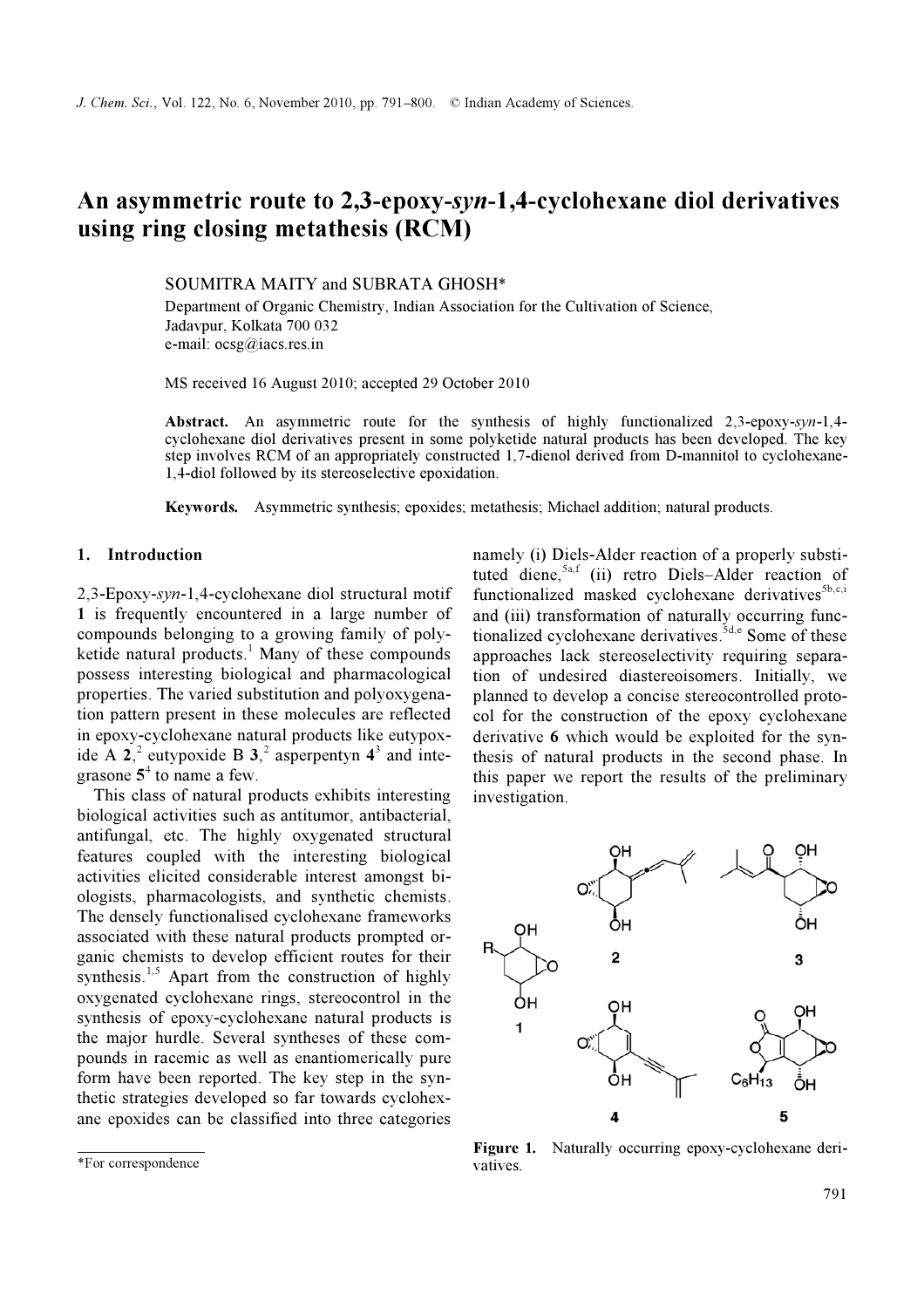# An asymmetric route to 2,3-epoxy-*syn*-1,4-cyclohexane diol derivatives using ring closing metathesis (RCM)

SOUMITRA MAITY and SUBRATA GHOSH*

Department of Organic Chemistry, Indian Association for the Cultivation of Science, Jadavpur, Kolkata 700 032
e-mail: ocsg@iacs.res.in

MS received 16 August 2010; accepted 29 October 2010

**Abstract.** An asymmetric route for the synthesis of highly functionalized 2,3-epoxy-*syn*-1,4-cyclohexane diol derivatives present in some polyketide natural products has been developed. The key step involves RCM of an appropriately constructed 1,7-dienol derived from D-mannitol to cyclohexane-1,4-diol followed by its stereoselective epoxidation.

**Keywords.** Asymmetric synthesis; epoxides; metathesis; Michael addition; natural products.

## 1. Introduction

2,3-Epoxy-*syn*-1,4-cyclohexane diol structural motif **1** is frequently encountered in a large number of compounds belonging to a growing family of polyketide natural products.[1] Many of these compounds possess interesting biological and pharmacological properties. The varied substitution and polyoxygenation pattern present in these molecules are reflected in epoxy-cyclohexane natural products like eutypoxide A **2**,[2] eutypoxide B **3**,[2] asperpentyn **4**[3] and integrasone **5**[4] to name a few.

This class of natural products exhibits interesting biological activities such as antitumor, antibacterial, antifungal, etc. The highly oxygenated structural features coupled with the interesting biological activities elicited considerable interest amongst biologists, pharmacologists, and synthetic chemists. The densely functionalised cyclohexane frameworks associated with these natural products prompted organic chemists to develop efficient routes for their synthesis.[1,5] Apart from the construction of highly oxygenated cyclohexane rings, stereocontrol in the synthesis of epoxy-cyclohexane natural products is the major hurdle. Several syntheses of these compounds in racemic as well as enantiomerically pure form have been reported. The key step in the synthetic strategies developed so far towards cyclohexane epoxides can be classified into three categories namely (i) Diels-Alder reaction of a properly substituted diene,[5a,f] (ii) retro Diels–Alder reaction of functionalized masked cyclohexane derivatives[5b,c,i] and (iii) transformation of naturally occurring functionalized cyclohexane derivatives.[5d,e] Some of these approaches lack stereoselectivity requiring separation of undesired diastereoisomers. Initially, we planned to develop a concise stereocontrolled protocol for the construction of the epoxy cyclohexane derivative **6** which would be exploited for the synthesis of natural products in the second phase. In this paper we report the results of the preliminary investigation.

**Figure 1.** Naturally occurring epoxy-cyclohexane derivatives.

*For correspondence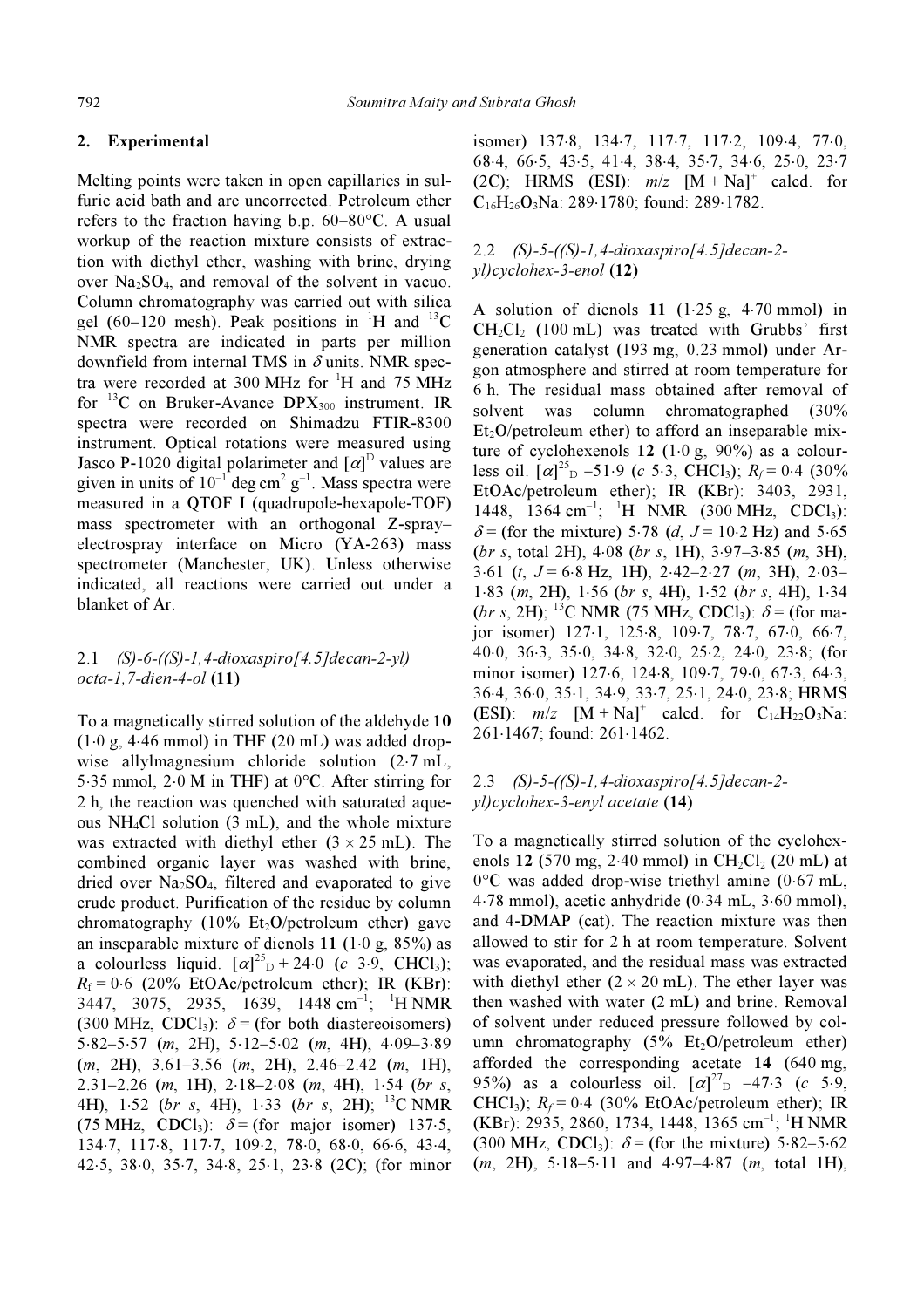## 2. Experimental

Melting points were taken in open capillaries in sulfuric acid bath and are uncorrected. Petroleum ether refers to the fraction having b.p. 60–80°C. A usual workup of the reaction mixture consists of extraction with diethyl ether, washing with brine, drying over $Na_2SO_4$, and removal of the solvent in vacuo. Column chromatography was carried out with silica gel (60–120 mesh). Peak positions in $^1H$ and $^{13}C$ NMR spectra are indicated in parts per million downfield from internal TMS in $\delta$ units. NMR spectra were recorded at 300 MHz for $^1H$ and 75 MHz for $^{13}C$ on Bruker-Avance DPX$_{300}$ instrument. IR spectra were recorded on Shimadzu FTIR-8300 instrument. Optical rotations were measured using Jasco P-1020 digital polarimeter and $[\alpha]^D$ values are given in units of $10^{-1}$ deg cm$^2$ g$^{-1}$. Mass spectra were measured in a QTOF I (quadrupole-hexapole-TOF) mass spectrometer with an orthogonal Z-spray–electrospray interface on Micro (YA-263) mass spectrometer (Manchester, UK). Unless otherwise indicated, all reactions were carried out under a blanket of Ar.

### 2.1 *(S)-6-((S)-1,4-dioxaspiro[4.5]decan-2-yl) octa-1,7-dien-4-ol* (**11**)

To a magnetically stirred solution of the aldehyde **10** (1·0 g, 4·46 mmol) in THF (20 mL) was added dropwise allylmagnesium chloride solution (2·7 mL, 5·35 mmol, 2·0 M in THF) at 0°C. After stirring for 2 h, the reaction was quenched with saturated aqueous $NH_4Cl$ solution (3 mL), and the whole mixture was extracted with diethyl ether (3 × 25 mL). The combined organic layer was washed with brine, dried over $Na_2SO_4$, filtered and evaporated to give crude product. Purification of the residue by column chromatography (10% $Et_2O$/petroleum ether) gave an inseparable mixture of dienols **11** (1·0 g, 85%) as a colourless liquid. $[\alpha]^{25}_D$ + 24·0 (*c* 3·9, $CHCl_3$); $R_f$ = 0·6 (20% EtOAc/petroleum ether); IR (KBr): 3447, 3075, 2935, 1639, 1448 cm$^{-1}$; $^1H$ NMR (300 MHz, $CDCl_3$): $\delta$ = (for both diastereoisomers) 5·82–5·57 (*m*, 2H), 5·12–5·02 (*m*, 4H), 4·09–3·89 (*m*, 2H), 3.61–3.56 (*m*, 2H), 2.46–2.42 (*m*, 1H), 2.31–2.26 (*m*, 1H), 2·18–2·08 (*m*, 4H), 1·54 (*br s*, 4H), 1·52 (*br s*, 4H), 1·33 (*br s*, 2H); $^{13}C$ NMR (75 MHz, $CDCl_3$): $\delta$ = (for major isomer) 137·5, 134·7, 117·8, 117·7, 109·2, 78·0, 68·0, 66·6, 43·4, 42·5, 38·0, 35·7, 34·8, 25·1, 23·8 (2C); (for minor isomer) 137·8, 134·7, 117·7, 117·2, 109·4, 77·0, 68·4, 66·5, 43·5, 41·4, 38·4, 35·7, 34·6, 25·0, 23·7 (2C); HRMS (ESI): *m/z* [M + Na]$^+$ calcd. for $C_{16}H_{26}O_3Na$: 289·1780; found: 289·1782.

### 2.2 *(S)-5-((S)-1,4-dioxaspiro[4.5]decan-2-yl)cyclohex-3-enol* (**12**)

A solution of dienols **11** (1·25 g, 4·70 mmol) in $CH_2Cl_2$ (100 mL) was treated with Grubbs' first generation catalyst (193 mg, 0.23 mmol) under Argon atmosphere and stirred at room temperature for 6 h. The residual mass obtained after removal of solvent was column chromatographed (30% $Et_2O$/petroleum ether) to afford an inseparable mixture of cyclohexenols **12** (1·0 g, 90%) as a colourless oil. $[\alpha]^{25}_D$ –51·9 (*c* 5·3, $CHCl_3$); $R_f$ = 0·4 (30% EtOAc/petroleum ether); IR (KBr): 3403, 2931, 1448, 1364 cm$^{-1}$; $^1H$ NMR (300 MHz, $CDCl_3$): $\delta$ = (for the mixture) 5·78 (*d*, *J* = 10·2 Hz) and 5·65 (*br s*, total 2H), 4·08 (*br s*, 1H), 3·97–3·85 (*m*, 3H), 3·61 (*t*, *J* = 6·8 Hz, 1H), 2·42–2·27 (*m*, 3H), 2·03–1·83 (*m*, 2H), 1·56 (*br s*, 4H), 1·52 (*br s*, 4H), 1·34 (*br s*, 2H); $^{13}C$ NMR (75 MHz, $CDCl_3$): $\delta$ = (for major isomer) 127·1, 125·8, 109·7, 78·7, 67·0, 66·7, 40·0, 36·3, 35·0, 34·8, 32·0, 25·2, 24·0, 23·8; (for minor isomer) 127·6, 124·8, 109·7, 79·0, 67·3, 64·3, 36·4, 36·0, 35·1, 34·9, 33·7, 25·1, 24·0, 23·8; HRMS (ESI): *m/z* [M + Na]$^+$ calcd. for $C_{14}H_{22}O_3Na$: 261·1467; found: 261·1462.

### 2.3 *(S)-5-((S)-1,4-dioxaspiro[4.5]decan-2-yl)cyclohex-3-enyl acetate* (**14**)

To a magnetically stirred solution of the cyclohexenols **12** (570 mg, 2·40 mmol) in $CH_2Cl_2$ (20 mL) at 0°C was added drop-wise triethyl amine (0·67 mL, 4·78 mmol), acetic anhydride (0·34 mL, 3·60 mmol), and 4-DMAP (cat). The reaction mixture was then allowed to stir for 2 h at room temperature. Solvent was evaporated, and the residual mass was extracted with diethyl ether (2 × 20 mL). The ether layer was then washed with water (2 mL) and brine. Removal of solvent under reduced pressure followed by column chromatography (5% $Et_2O$/petroleum ether) afforded the corresponding acetate **14** (640 mg, 95%) as a colourless oil. $[\alpha]^{27}_D$ –47·3 (*c* 5·9, $CHCl_3$); $R_f$ = 0·4 (30% EtOAc/petroleum ether); IR (KBr): 2935, 2860, 1734, 1448, 1365 cm$^{-1}$; $^1H$ NMR (300 MHz, $CDCl_3$): $\delta$ = (for the mixture) 5·82–5·62 (*m*, 2H), 5·18–5·11 and 4·97–4·87 (*m*, total 1H),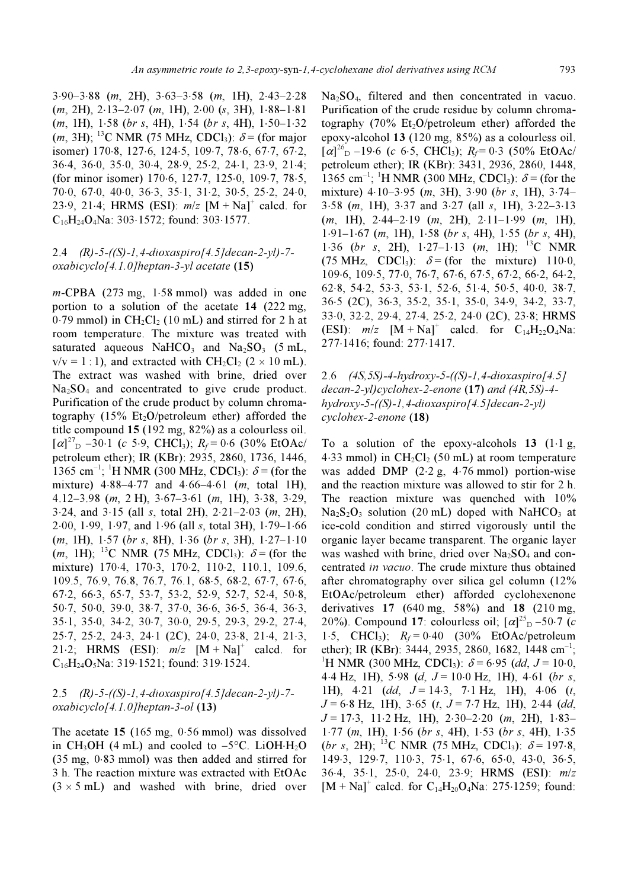3·90–3·88 (*m*, 2H), 3·63–3·58 (*m*, 1H), 2·43–2·28 (*m*, 2H), 2·13–2·07 (*m*, 1H), 2·00 (*s*, 3H), 1·88–1·81 (*m*, 1H), 1·58 (*br s*, 4H), 1·54 (*br s*, 4H), 1·50–1·32 (*m*, 3H); $^{13}$C NMR (75 MHz, $CDCl_3$): $\delta$ = (for major isomer) 170·8, 127·6, 124·5, 109·7, 78·6, 67·7, 67·2, 36·4, 36·0, 35·0, 30·4, 28·9, 25·2, 24·1, 23·9, 21·4; (for minor isomer) 170·6, 127·7, 125·0, 109·7, 78·5, 70·0, 67·0, 40·0, 36·3, 35·1, 31·2, 30·5, 25·2, 24·0, 23·9, 21·4; HRMS (ESI): *m/z* $[M + Na]^+$ calcd. for $C_{16}H_{24}O_4Na$: 303·1572; found: 303·1577.

### 2.4 *(R)-5-((S)-1,4-dioxaspiro[4.5]decan-2-yl)-7-oxabicyclo[4.1.0]heptan-3-yl acetate* (**15**)

*m*-CPBA (273 mg, 1·58 mmol) was added in one portion to a solution of the acetate **14** (222 mg, 0·79 mmol) in $CH_2Cl_2$ (10 mL) and stirred for 2 h at room temperature. The mixture was treated with saturated aqueous $NaHCO_3$ and $Na_2SO_3$ (5 mL, v/v = 1 : 1), and extracted with $CH_2Cl_2$ (2 × 10 mL). The extract was washed with brine, dried over $Na_2SO_4$ and concentrated to give crude product. Purification of the crude product by column chromatography (15% $Et_2O$/petroleum ether) afforded the title compound **15** (192 mg, 82%) as a colourless oil. $[\alpha]^{27}_{D}$ –30·1 (*c* 5·9, $CHCl_3$); $R_f$ = 0·6 (30% EtOAc/petroleum ether); IR (KBr): 2935, 2860, 1736, 1446, 1365 cm$^{-1}$; $^1$H NMR (300 MHz, $CDCl_3$): $\delta$ = (for the mixture) 4·88–4·77 and 4·66–4·61 (*m*, total 1H), 4.12–3.98 (*m*, 2 H), 3·67–3·61 (*m*, 1H), 3·38, 3·29, 3·24, and 3·15 (all *s*, total 2H), 2·21–2·03 (*m*, 2H), 2·00, 1·99, 1·97, and 1·96 (all *s*, total 3H), 1·79–1·66 (*m*, 1H), 1·57 (*br s*, 8H), 1·36 (*br s*, 3H), 1·27–1·10 (*m*, 1H); $^{13}$C NMR (75 MHz, $CDCl_3$): $\delta$ = (for the mixture) 170·4, 170·3, 170·2, 110·2, 110.1, 109.6, 109.5, 76.9, 76.8, 76.7, 76.1, 68·5, 68·2, 67·7, 67·6, 67·2, 66·3, 65·7, 53·7, 53·2, 52·9, 52·7, 52·4, 50·8, 50·7, 50·0, 39·0, 38·7, 37·0, 36·6, 36·5, 36·4, 36·3, 35·1, 35·0, 34·2, 30·7, 30·0, 29·5, 29·3, 29·2, 27·4, 25·7, 25·2, 24·3, 24·1 (2C), 24·0, 23·8, 21·4, 21·3, 21·2; HRMS (ESI): *m/z* $[M + Na]^+$ calcd. for $C_{16}H_{24}O_5Na$: 319·1521; found: 319·1524.

### 2.5 *(R)-5-((S)-1,4-dioxaspiro[4.5]decan-2-yl)-7-oxabicyclo[4.1.0]heptan-3-ol* (**13**)

The acetate **15** (165 mg, 0·56 mmol) was dissolved in $CH_3OH$ (4 mL) and cooled to –5°C. $LiOH{\cdot}H_2O$ (35 mg, 0·83 mmol) was then added and stirred for 3 h. The reaction mixture was extracted with EtOAc (3 × 5 mL) and washed with brine, dried over $Na_2SO_4$, filtered and then concentrated in vacuo. Purification of the crude residue by column chromatography (70% $Et_2O$/petroleum ether) afforded the epoxy-alcohol **13** (120 mg, 85%) as a colourless oil. $[\alpha]^{26}_{D}$ –19·6 (*c* 6·5, $CHCl_3$); $R_f$ = 0·3 (50% EtOAc/petroleum ether); IR (KBr): 3431, 2936, 2860, 1448, 1365 cm$^{-1}$; $^1$H NMR (300 MHz, $CDCl_3$): $\delta$ = (for the mixture) 4·10–3·95 (*m*, 3H), 3·90 (*br s*, 1H), 3·74–3·58 (*m*, 1H), 3·37 and 3·27 (all *s*, 1H), 3·22–3·13 (*m*, 1H), 2·44–2·19 (*m*, 2H), 2·11–1·99 (*m*, 1H), 1·91–1·67 (*m*, 1H), 1·58 (*br s*, 4H), 1·55 (*br s*, 4H), 1·36 (*br s*, 2H), 1·27–1·13 (*m*, 1H); $^{13}$C NMR (75 MHz, $CDCl_3$): $\delta$ = (for the mixture) 110·0, 109·6, 109·5, 77·0, 76·7, 67·6, 67·5, 67·2, 66·2, 64·2, 62·8, 54·2, 53·3, 53·1, 52·6, 51·4, 50·5, 40·0, 38·7, 36·5 (2C), 36·3, 35·2, 35·1, 35·0, 34·9, 34·2, 33·7, 33·0, 32·2, 29·4, 27·4, 25·2, 24·0 (2C), 23·8; HRMS (ESI): *m/z* $[M + Na]^+$ calcd. for $C_{14}H_{22}O_4Na$: 277·1416; found: 277·1417.

### 2.6 *(4S,5S)-4-hydroxy-5-((S)-1,4-dioxaspiro[4.5]decan-2-yl)cyclohex-2-enone* (**17**) *and (4R,5S)-4-hydroxy-5-((S)-1,4-dioxaspiro[4.5]decan-2-yl)cyclohex-2-enone* (**18**)

To a solution of the epoxy-alcohols **13** (1·1 g, 4·33 mmol) in $CH_2Cl_2$ (50 mL) at room temperature was added DMP (2·2 g, 4·76 mmol) portion-wise and the reaction mixture was allowed to stir for 2 h. The reaction mixture was quenched with 10% $Na_2S_2O_3$ solution (20 mL) doped with $NaHCO_3$ at ice-cold condition and stirred vigorously until the organic layer became transparent. The organic layer was washed with brine, dried over $Na_2SO_4$ and concentrated *in vacuo*. The crude mixture thus obtained after chromatography over silica gel column (12% EtOAc/petroleum ether) afforded cyclohexenone derivatives **17** (640 mg, 58%) and **18** (210 mg, 20%). Compound **17**: colourless oil; $[\alpha]^{25}_{D}$ –50·7 (*c* 1·5, $CHCl_3$); $R_f$ = 0·40 (30% EtOAc/petroleum ether); IR (KBr): 3444, 2935, 2860, 1682, 1448 cm$^{-1}$; $^1$H NMR (300 MHz, $CDCl_3$): $\delta$ = 6·95 (*dd*, *J* = 10·0, 4·4 Hz, 1H), 5·98 (*d*, *J* = 10·0 Hz, 1H), 4·61 (*br s*, 1H), 4·21 (*dd*, *J* = 14·3, 7·1 Hz, 1H), 4·06 (*t*, *J* = 6·8 Hz, 1H), 3·65 (*t*, *J* = 7·7 Hz, 1H), 2·44 (*dd*, *J* = 17·3, 11·2 Hz, 1H), 2·30–2·20 (*m*, 2H), 1·83–1·77 (*m*, 1H), 1·56 (*br s*, 4H), 1·53 (*br s*, 4H), 1·35 (*br s*, 2H); $^{13}$C NMR (75 MHz, $CDCl_3$): $\delta$ = 197·8, 149·3, 129·7, 110·3, 75·1, 67·6, 65·0, 43·0, 36·5, 36·4, 35·1, 25·0, 24·0, 23·9; HRMS (ESI): *m/z* $[M + Na]^+$ calcd. for $C_{14}H_{20}O_4Na$: 275·1259; found: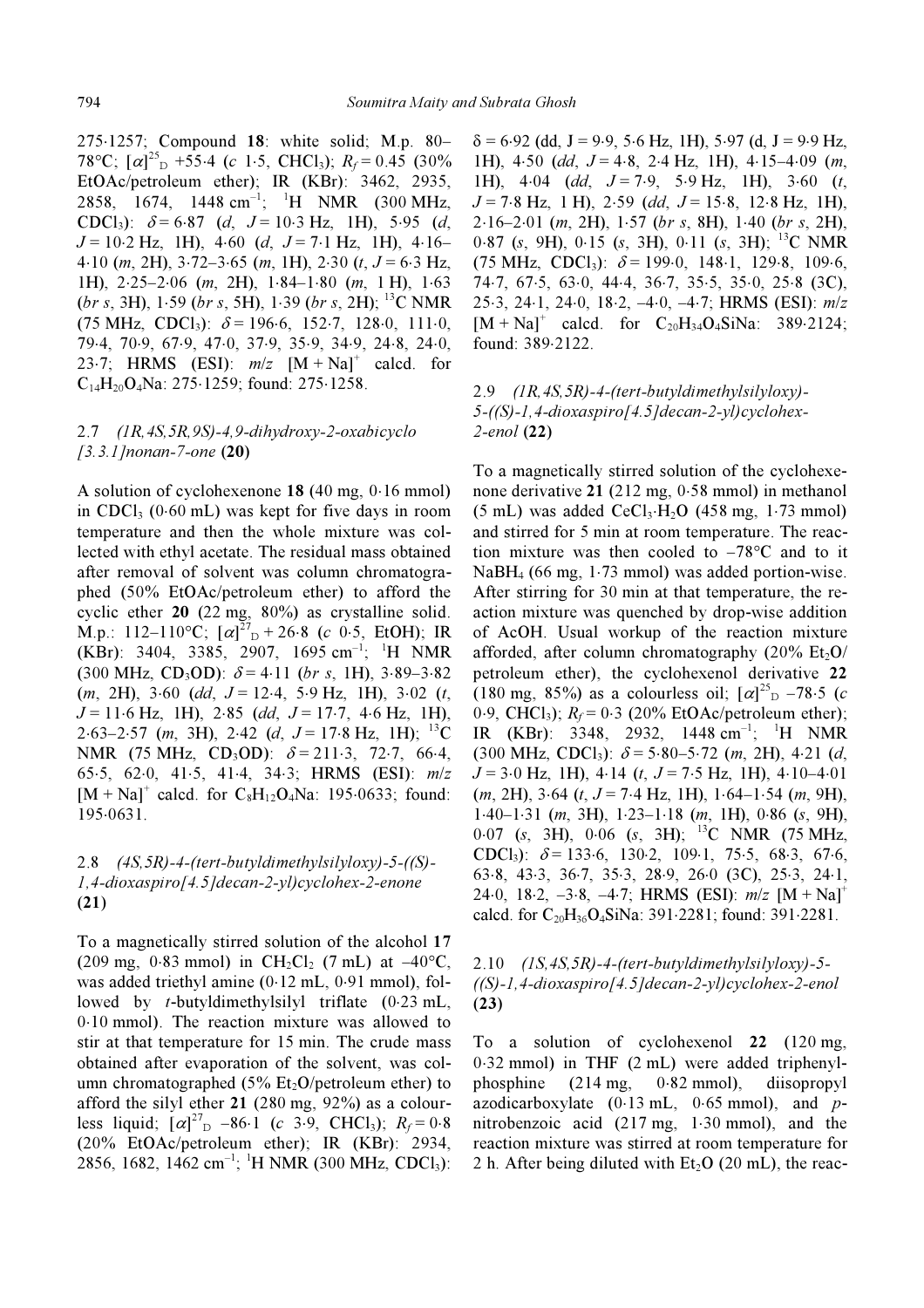275·1257; Compound **18**: white solid; M.p. 80–78°C; $[\alpha]^{25}_{D}$ +55·4 (*c* 1·5, $CHCl_3$); $R_f$ = 0.45 (30% EtOAc/petroleum ether); IR (KBr): 3462, 2935, 2858, 1674, 1448 $cm^{-1}$; $^1H$ NMR (300 MHz, $CDCl_3$): $\delta$ = 6·87 (*d*, *J* = 10·3 Hz, 1H), 5·95 (*d*, *J* = 10·2 Hz, 1H), 4·60 (*d*, *J* = 7·1 Hz, 1H), 4·16–4·10 (*m*, 2H), 3·72–3·65 (*m*, 1H), 2·30 (*t*, *J* = 6·3 Hz, 1H), 2·25–2·06 (*m*, 2H), 1·84–1·80 (*m*, 1 H), 1·63 (*br s*, 3H), 1·59 (*br s*, 5H), 1·39 (*br s*, 2H); $^{13}C$ NMR (75 MHz, $CDCl_3$): $\delta$ = 196·6, 152·7, 128·0, 111·0, 79·4, 70·9, 67·9, 47·0, 37·9, 35·9, 34·9, 24·8, 24·0, 23·7; HRMS (ESI): *m*/*z* $[M + Na]^+$ calcd. for $C_{14}H_{20}O_4Na$: 275·1259; found: 275·1258.

### 2.7 *(1R,4S,5R,9S)-4,9-dihydroxy-2-oxabicyclo [3.3.1]nonan-7-one* (**20**)

A solution of cyclohexenone **18** (40 mg, 0·16 mmol) in $CDCl_3$ (0·60 mL) was kept for five days in room temperature and then the whole mixture was collected with ethyl acetate. The residual mass obtained after removal of solvent was column chromatographed (50% EtOAc/petroleum ether) to afford the cyclic ether **20** (22 mg, 80%) as crystalline solid. M.p.: 112–110°C; $[\alpha]^{27}_{D}$ + 26·8 (*c* 0·5, EtOH); IR (KBr): 3404, 3385, 2907, 1695 $cm^{-1}$; $^1H$ NMR (300 MHz, $CD_3OD$): $\delta$ = 4·11 (*br s*, 1H), 3·89–3·82 (*m*, 2H), 3·60 (*dd*, *J* = 12·4, 5·9 Hz, 1H), 3·02 (*t*, *J* = 11·6 Hz, 1H), 2·85 (*dd*, *J* = 17·7, 4·6 Hz, 1H), 2·63–2·57 (*m*, 3H), 2·42 (*d*, *J* = 17·8 Hz, 1H); $^{13}C$ NMR (75 MHz, $CD_3OD$): $\delta$ = 211·3, 72·7, 66·4, 65·5, 62·0, 41·5, 41·4, 34·3; HRMS (ESI): *m*/*z* $[M + Na]^+$ calcd. for $C_8H_{12}O_4Na$: 195·0633; found: 195·0631.

### 2.8 *(4S,5R)-4-(tert-butyldimethylsilyloxy)-5-((S)-1,4-dioxaspiro[4.5]decan-2-yl)cyclohex-2-enone* (**21**)

To a magnetically stirred solution of the alcohol **17** (209 mg, 0·83 mmol) in $CH_2Cl_2$ (7 mL) at –40°C, was added triethyl amine (0·12 mL, 0·91 mmol), followed by *t*-butyldimethylsilyl triflate (0·23 mL, 0·10 mmol). The reaction mixture was allowed to stir at that temperature for 15 min. The crude mass obtained after evaporation of the solvent, was column chromatographed (5% $Et_2O$/petroleum ether) to afford the silyl ether **21** (280 mg, 92%) as a colourless liquid; $[\alpha]^{27}_{D}$ –86·1 (*c* 3·9, $CHCl_3$); $R_f$ = 0·8 (20% EtOAc/petroleum ether); IR (KBr): 2934, 2856, 1682, 1462 $cm^{-1}$; $^1H$ NMR (300 MHz, $CDCl_3$): $\delta$ = 6·92 (dd, J = 9·9, 5·6 Hz, 1H), 5·97 (d, J = 9·9 Hz, 1H), 4·50 (*dd*, *J* = 4·8, 2·4 Hz, 1H), 4·15–4·09 (*m*, 1H), 4·04 (*dd*, *J* = 7·9, 5·9 Hz, 1H), 3·60 (*t*, *J* = 7·8 Hz, 1 H), 2·59 (*dd*, *J* = 15·8, 12·8 Hz, 1H), 2·16–2·01 (*m*, 2H), 1·57 (*br s*, 8H), 1·40 (*br s*, 2H), 0·87 (*s*, 9H), 0·15 (*s*, 3H), 0·11 (*s*, 3H); $^{13}C$ NMR (75 MHz, $CDCl_3$): $\delta$ = 199·0, 148·1, 129·8, 109·6, 74·7, 67·5, 63·0, 44·4, 36·7, 35·5, 35·0, 25·8 (3C), 25·3, 24·1, 24·0, 18·2, –4·0, –4·7; HRMS (ESI): *m*/*z* $[M + Na]^+$ calcd. for $C_{20}H_{34}O_4SiNa$: 389·2124; found: 389·2122.

### 2.9 *(1R,4S,5R)-4-(tert-butyldimethylsilyloxy)-5-((S)-1,4-dioxaspiro[4.5]decan-2-yl)cyclohex-2-enol* (**22**)

To a magnetically stirred solution of the cyclohexenone derivative **21** (212 mg, 0·58 mmol) in methanol (5 mL) was added $CeCl_3{\cdot}H_2O$ (458 mg, 1·73 mmol) and stirred for 5 min at room temperature. The reaction mixture was then cooled to –78°C and to it $NaBH_4$ (66 mg, 1·73 mmol) was added portion-wise. After stirring for 30 min at that temperature, the reaction mixture was quenched by drop-wise addition of AcOH. Usual workup of the reaction mixture afforded, after column chromatography (20% $Et_2O$/petroleum ether), the cyclohexenol derivative **22** (180 mg, 85%) as a colourless oil; $[\alpha]^{25}_{D}$ –78·5 (*c* 0·9, $CHCl_3$); $R_f$ = 0·3 (20% EtOAc/petroleum ether); IR (KBr): 3348, 2932, 1448 $cm^{-1}$; $^1H$ NMR (300 MHz, $CDCl_3$): $\delta$ = 5·80–5·72 (*m*, 2H), 4·21 (*d*, *J* = 3·0 Hz, 1H), 4·14 (*t*, *J* = 7·5 Hz, 1H), 4·10–4·01 (*m*, 2H), 3·64 (*t*, *J* = 7·4 Hz, 1H), 1·64–1·54 (*m*, 9H), 1·40–1·31 (*m*, 3H), 1·23–1·18 (*m*, 1H), 0·86 (*s*, 9H), 0·07 (*s*, 3H), 0·06 (*s*, 3H); $^{13}C$ NMR (75 MHz, $CDCl_3$): $\delta$ = 133·6, 130·2, 109·1, 75·5, 68·3, 67·6, 63·8, 43·3, 36·7, 35·3, 28·9, 26·0 (3C), 25·3, 24·1, 24·0, 18·2, –3·8, –4·7; HRMS (ESI): *m*/*z* $[M + Na]^+$ calcd. for $C_{20}H_{36}O_4SiNa$: 391·2281; found: 391·2281.

### 2.10 *(1S,4S,5R)-4-(tert-butyldimethylsilyloxy)-5-((S)-1,4-dioxaspiro[4.5]decan-2-yl)cyclohex-2-enol* (**23**)

To a solution of cyclohexenol **22** (120 mg, 0·32 mmol) in THF (2 mL) were added triphenylphosphine (214 mg, 0·82 mmol), diisopropyl azodicarboxylate (0·13 mL, 0·65 mmol), and *p*-nitrobenzoic acid (217 mg, 1·30 mmol), and the reaction mixture was stirred at room temperature for 2 h. After being diluted with $Et_2O$ (20 mL), the reac-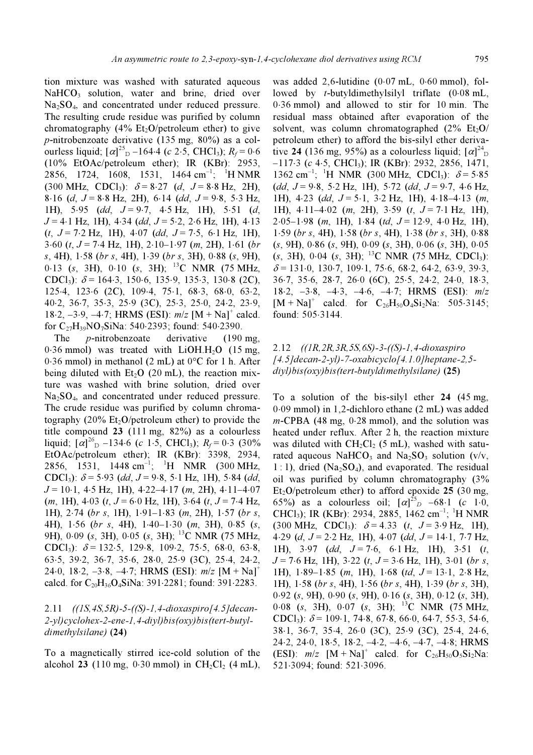tion mixture was washed with saturated aqueous $NaHCO_3$ solution, water and brine, dried over $Na_2SO_4$, and concentrated under reduced pressure. The resulting crude residue was purified by column chromatography (4% $Et_2O$/petroleum ether) to give *p*-nitrobenzoate derivative (135 mg, 80%) as a colourless liquid; $[\alpha]^{25}_{D}$ –164·4 (*c* 2·5, $CHCl_3$); $R_f$ = 0·6 (10% EtOAc/petroleum ether); IR (KBr): 2953, 2856, 1724, 1608, 1531, 1464 $cm^{-1}$; $^1H$ NMR (300 MHz, $CDCl_3$): $\delta$ = 8·27 (*d*, *J* = 8·8 Hz, 2H), 8·16 (*d*, *J* = 8·8 Hz, 2H), 6·14 (*dd*, *J* = 9·8, 5·3 Hz, 1H), 5·95 (*dd*, *J* = 9·7, 4·5 Hz, 1H), 5·51 (*d*, *J* = 4·1 Hz, 1H), 4·34 (*dd*, *J* = 5·2, 2·6 Hz, 1H), 4·13 (*t*, *J* = 7·2 Hz, 1H), 4·07 (*dd*, *J* = 7·5, 6·1 Hz, 1H), 3·60 (*t*, *J* = 7·4 Hz, 1H), 2·10–1·97 (*m*, 2H), 1·61 (*br s*, 4H), 1·58 (*br s*, 4H), 1·39 (*br s*, 3H), 0·88 (*s*, 9H), 0·13 (*s*, 3H), 0·10 (*s*, 3H); $^{13}C$ NMR (75 MHz, $CDCl_3$): $\delta$ = 164·3, 150·6, 135·9, 135·3, 130·8 (2C), 125·4, 123·6 (2C), 109·4, 75·1, 68·3, 68·0, 63·2, 40·2, 36·7, 35·3, 25·9 (3C), 25·3, 25·0, 24·2, 23·9, 18·2, –3·9, –4·7; HRMS (ESI): *m*/*z* $[M + Na]^+$ calcd. for $C_{27}H_{39}NO_7SiNa$: 540·2393; found: 540·2390.

The *p*-nitrobenzoate derivative (190 mg, 0·36 mmol) was treated with $LiOH.H_2O$ (15 mg, 0·36 mmol) in methanol (2 mL) at 0°C for 1 h. After being diluted with $Et_2O$ (20 mL), the reaction mixture was washed with brine solution, dried over $Na_2SO_4$, and concentrated under reduced pressure. The crude residue was purified by column chromatography (20% $Et_2O$/petroleum ether) to provide the title compound **23** (111 mg, 82%) as a colourless liquid; $[\alpha]^{26}_{D}$ –134·6 (*c* 1·5, $CHCl_3$); $R_f$ = 0·3 (30% EtOAc/petroleum ether); IR (KBr): 3398, 2934, 2856, 1531, 1448 $cm^{-1}$; $^1H$ NMR (300 MHz, $CDCl_3$): $\delta$ = 5·93 (*dd*, *J* = 9·8, 5·1 Hz, 1H), 5·84 (*dd*, *J* = 10·1, 4·5 Hz, 1H), 4·22–4·17 (*m*, 2H), 4·11–4·07 (*m*, 1H), 4·03 (*t*, *J* = 6·0 Hz, 1H), 3·64 (*t*, *J* = 7·4 Hz, 1H), 2·74 (*br s*, 1H), 1·91–1·83 (*m*, 2H), 1·57 (*br s*, 4H), 1·56 (*br s*, 4H), 1·40–1·30 (*m*, 3H), 0·85 (*s*, 9H), 0·09 (*s*, 3H), 0·05 (*s*, 3H); $^{13}C$ NMR (75 MHz, $CDCl_3$): $\delta$ = 132·5, 129·8, 109·2, 75·5, 68·0, 63·8, 63·5, 39·2, 36·7, 35·6, 28·0, 25·9 (3C), 25·4, 24·2, 24·0, 18·2, –3·8, –4·7; HRMS (ESI): *m*/*z* $[M + Na]^+$ calcd. for $C_{20}H_{36}O_4SiNa$: 391·2281; found: 391·2283.

### 2.11 *((1S,4S,5R)-5-((S)-1,4-dioxaspiro[4.5]decan-2-yl)cyclohex-2-ene-1,4-diyl)bis(oxy)bis(tert-butyldimethylsilane)* (24)

To a magnetically stirred ice-cold solution of the alcohol **23** (110 mg, 0·30 mmol) in $CH_2Cl_2$ (4 mL), was added 2,6-lutidine (0·07 mL, 0·60 mmol), followed by *t*-butyldimethylsilyl triflate (0·08 mL, 0·36 mmol) and allowed to stir for 10 min. The residual mass obtained after evaporation of the solvent, was column chromatographed (2% $Et_2O$/petroleum ether) to afford the bis-silyl ether derivative **24** (136 mg, 95%) as a colourless liquid; $[\alpha]^{24}_{D}$ –117·3 (*c* 4·5, $CHCl_3$); IR (KBr): 2932, 2856, 1471, 1362 $cm^{-1}$; $^1H$ NMR (300 MHz, $CDCl_3$): $\delta$ = 5·85 (*dd*, *J* = 9·8, 5·2 Hz, 1H), 5·72 (*dd*, *J* = 9·7, 4·6 Hz, 1H), 4·23 (*dd*, *J* = 5·1, 3·2 Hz, 1H), 4·18–4·13 (*m*, 1H), 4·11–4·02 (*m*, 2H), 3·59 (*t*, *J* = 7·1 Hz, 1H), 2·05–1·98 (*m*, 1H), 1·84 (*td*, *J* = 12·9, 4·0 Hz, 1H), 1·59 (*br s*, 4H), 1·58 (*br s*, 4H), 1·38 (*br s*, 3H), 0·88 (*s*, 9H), 0·86 (*s*, 9H), 0·09 (*s*, 3H), 0·06 (*s*, 3H), 0·05 (*s*, 3H), 0·04 (*s*, 3H); $^{13}C$ NMR (75 MHz, $CDCl_3$): $\delta$ = 131·0, 130·7, 109·1, 75·6, 68·2, 64·2, 63·9, 39·3, 36·7, 35·6, 28·7, 26·0 (6C), 25·5, 24·2, 24·0, 18·3, 18·2, –3·8, –4·3, –4·6, –4·7; HRMS (ESI): *m*/*z* $[M + Na]^+$ calcd. for $C_{26}H_{50}O_4Si_2Na$: 505·3145; found: 505·3144.

### 2.12 *((1R,2R,3R,5S,6S)-3-((S)-1,4-dioxaspiro[4.5]decan-2-yl)-7-oxabicyclo[4.1.0]heptane-2,5-diyl)bis(oxy)bis(tert-butyldimethylsilane)* (25)

To a solution of the bis-silyl ether **24** (45 mg, 0·09 mmol) in 1,2-dichloro ethane (2 mL) was added *m*-CPBA (48 mg, 0·28 mmol), and the solution was heated under reflux. After 2 h, the reaction mixture was diluted with $CH_2Cl_2$ (5 mL), washed with saturated aqueous $NaHCO_3$ and $Na_2SO_3$ solution (v/v, 1 : 1), dried ($Na_2SO_4$), and evaporated. The residual oil was purified by column chromatography (3% $Et_2O$/petroleum ether) to afford epoxide **25** (30 mg, 65%) as a colourless oil; $[\alpha]^{25}_{D}$ –68·1 (*c* 1·0, $CHCl_3$); IR (KBr): 2934, 2885, 1462 $cm^{-1}$; $^1H$ NMR (300 MHz, $CDCl_3$): $\delta$ = 4.33 (*t*, *J* = 3·9 Hz, 1H), 4·29 (*d*, *J* = 2·2 Hz, 1H), 4·07 (*dd*, *J* = 14·1, 7·7 Hz, 1H), 3·97 (*dd*, *J* = 7·6, 6·1 Hz, 1H), 3·51 (*t*, *J* = 7·6 Hz, 1H), 3·22 (*t*, *J* = 3·6 Hz, 1H), 3·01 (*br s*, 1H), 1·89–1·85 (*m*, 1H), 1·68 (*td*, *J* = 13·1, 2·8 Hz, 1H), 1·58 (*br s*, 4H), 1·56 (*br s*, 4H), 1·39 (*br s*, 3H), 0·92 (*s*, 9H), 0·90 (*s*, 9H), 0·16 (*s*, 3H), 0·12 (*s*, 3H), 0·08 (*s*, 3H), 0·07 (*s*, 3H); $^{13}C$ NMR (75 MHz, $CDCl_3$): $\delta$ = 109·1, 74·8, 67·8, 66·0, 64·7, 55·3, 54·6, 38·1, 36·7, 35·4, 26·0 (3C), 25·9 (3C), 25·4, 24·6, 24·2, 24·0, 18·5, 18·2, –4·2, –4·6, –4·7, –4·8; HRMS (ESI): *m*/*z* $[M + Na]^+$ calcd. for $C_{26}H_{50}O_5Si_2Na$: 521·3094; found: 521·3096.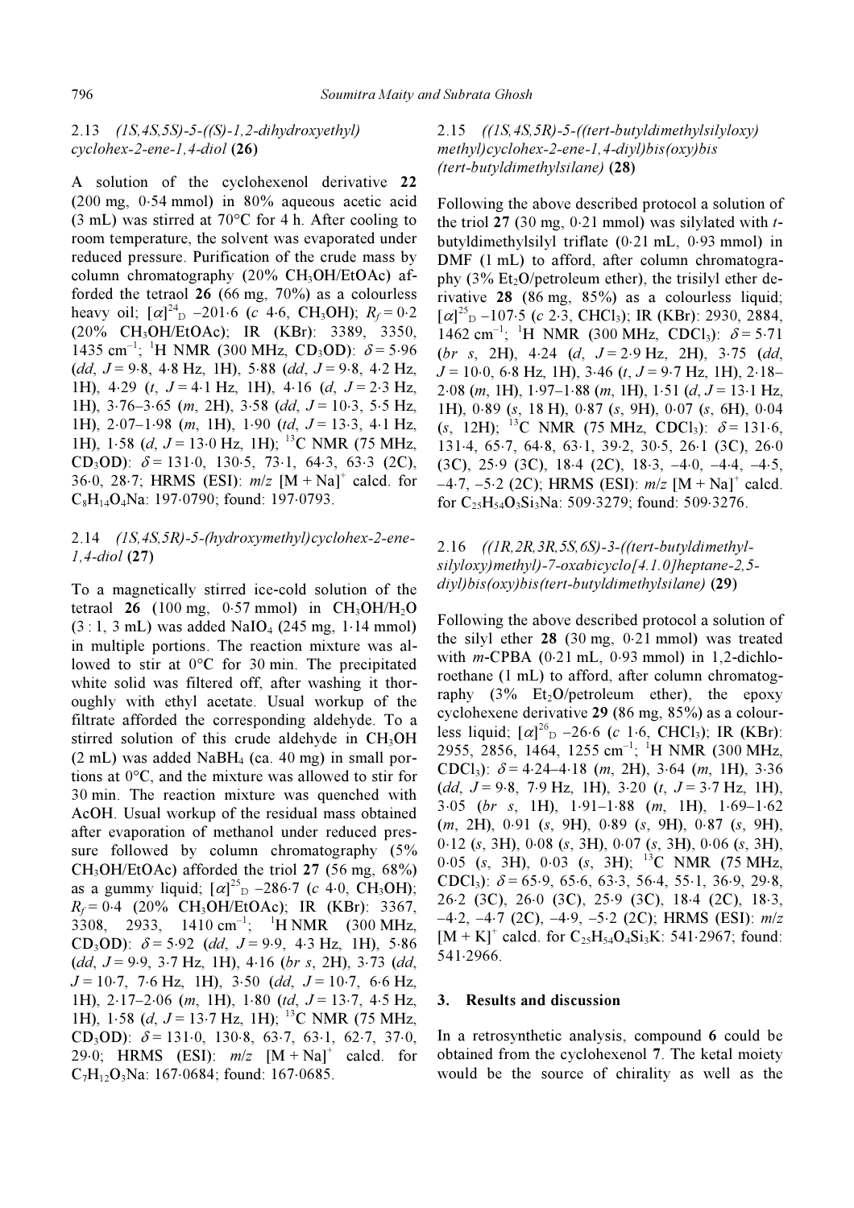### 2.13 *(1S,4S,5S)-5-((S)-1,2-dihydroxyethyl) cyclohex-2-ene-1,4-diol* (**26**)

A solution of the cyclohexenol derivative **22** (200 mg, 0·54 mmol) in 80% aqueous acetic acid (3 mL) was stirred at 70°C for 4 h. After cooling to room temperature, the solvent was evaporated under reduced pressure. Purification of the crude mass by column chromatography (20% $CH_3OH$/EtOAc) afforded the tetraol **26** (66 mg, 70%) as a colourless heavy oil; $[\alpha]^{24}_{D}$ –201·6 (*c* 4·6, $CH_3OH$); $R_f$ = 0·2 (20% $CH_3OH$/EtOAc); IR (KBr): 3389, 3350, 1435 $cm^{-1}$; $^1H$ NMR (300 MHz, $CD_3OD$): $\delta$ = 5·96 (*dd*, *J* = 9·8, 4·8 Hz, 1H), 5·88 (*dd*, *J* = 9·8, 4·2 Hz, 1H), 4·29 (*t*, *J* = 4·1 Hz, 1H), 4·16 (*d*, *J* = 2·3 Hz, 1H), 3·76–3·65 (*m*, 2H), 3·58 (*dd*, *J* = 10·3, 5·5 Hz, 1H), 2·07–1·98 (*m*, 1H), 1·90 (*td*, *J* = 13·3, 4·1 Hz, 1H), 1·58 (*d*, *J* = 13·0 Hz, 1H); $^{13}C$ NMR (75 MHz, $CD_3OD$): $\delta$ = 131·0, 130·5, 73·1, 64·3, 63·3 (2C), 36·0, 28·7; HRMS (ESI): *m/z* $[M + Na]^+$ calcd. for $C_8H_{14}O_4Na$: 197·0790; found: 197·0793.

### 2.14 *(1S,4S,5R)-5-(hydroxymethyl)cyclohex-2-ene-1,4-diol* (**27**)

To a magnetically stirred ice-cold solution of the tetraol **26** (100 mg, 0·57 mmol) in $CH_3OH/H_2O$ (3 : 1, 3 mL) was added $NaIO_4$ (245 mg, 1·14 mmol) in multiple portions. The reaction mixture was allowed to stir at 0°C for 30 min. The precipitated white solid was filtered off, after washing it thoroughly with ethyl acetate. Usual workup of the filtrate afforded the corresponding aldehyde. To a stirred solution of this crude aldehyde in $CH_3OH$ (2 mL) was added $NaBH_4$ (ca. 40 mg) in small portions at 0°C, and the mixture was allowed to stir for 30 min. The reaction mixture was quenched with AcOH. Usual workup of the residual mass obtained after evaporation of methanol under reduced pressure followed by column chromatography (5% $CH_3OH$/EtOAc) afforded the triol **27** (56 mg, 68%) as a gummy liquid; $[\alpha]^{25}_{D}$ –286·7 (*c* 4·0, $CH_3OH$); $R_f$ = 0·4 (20% $CH_3OH$/EtOAc); IR (KBr): 3367, 3308, 2933, 1410 $cm^{-1}$; $^1H$ NMR (300 MHz, $CD_3OD$): $\delta$ = 5·92 (*dd*, *J* = 9·9, 4·3 Hz, 1H), 5·86 (*dd*, *J* = 9·9, 3·7 Hz, 1H), 4·16 (*br s*, 2H), 3·73 (*dd*, *J* = 10·7, 7·6 Hz, 1H), 3·50 (*dd*, *J* = 10·7, 6·6 Hz, 1H), 2·17–2·06 (*m*, 1H), 1·80 (*td*, *J* = 13·7, 4·5 Hz, 1H), 1·58 (*d*, *J* = 13·7 Hz, 1H); $^{13}C$ NMR (75 MHz, $CD_3OD$): $\delta$ = 131·0, 130·8, 63·7, 63·1, 62·7, 37·0, 29·0; HRMS (ESI): *m/z* $[M + Na]^+$ calcd. for $C_7H_{12}O_3Na$: 167·0684; found: 167·0685.

### 2.15 *((1S,4S,5R)-5-((tert-butyldimethylsilyloxy) methyl)cyclohex-2-ene-1,4-diyl)bis(oxy)bis (tert-butyldimethylsilane)* (**28**)

Following the above described protocol a solution of the triol **27** (30 mg, 0·21 mmol) was silylated with *t*-butyldimethylsilyl triflate (0·21 mL, 0·93 mmol) in DMF (1 mL) to afford, after column chromatography (3% $Et_2O$/petroleum ether), the trisilyl ether derivative **28** (86 mg, 85%) as a colourless liquid; $[\alpha]^{25}_{D}$ –107·5 (*c* 2·3, $CHCl_3$); IR (KBr): 2930, 2884, 1462 $cm^{-1}$; $^1H$ NMR (300 MHz, $CDCl_3$): $\delta$ = 5·71 (*br s*, 2H), 4·24 (*d*, *J* = 2·9 Hz, 2H), 3·75 (*dd*, *J* = 10·0, 6·8 Hz, 1H), 3·46 (*t*, *J* = 9·7 Hz, 1H), 2·18–2·08 (*m*, 1H), 1·97–1·88 (*m*, 1H), 1·51 (*d*, *J* = 13·1 Hz, 1H), 0·89 (*s*, 18 H), 0·87 (*s*, 9H), 0·07 (*s*, 6H), 0·04 (*s*, 12H); $^{13}C$ NMR (75 MHz, $CDCl_3$): $\delta$ = 131·6, 131·4, 65·7, 64·8, 63·1, 39·2, 30·5, 26·1 (3C), 26·0 (3C), 25·9 (3C), 18·4 (2C), 18·3, –4·0, –4·4, –4·5, –4·7, –5·2 (2C); HRMS (ESI): *m/z* $[M + Na]^+$ calcd. for $C_{25}H_{54}O_3Si_3Na$: 509·3279; found: 509·3276.

### 2.16 *((1R,2R,3R,5S,6S)-3-((tert-butyldimethylsilyloxy)methyl)-7-oxabicyclo[4.1.0]heptane-2,5-diyl)bis(oxy)bis(tert-butyldimethylsilane)* (**29**)

Following the above described protocol a solution of the silyl ether **28** (30 mg, 0·21 mmol) was treated with *m*-CPBA (0·21 mL, 0·93 mmol) in 1,2-dichloroethane (1 mL) to afford, after column chromatography (3% $Et_2O$/petroleum ether), the epoxy cyclohexene derivative **29** (86 mg, 85%) as a colourless liquid; $[\alpha]^{26}_{D}$ –26·6 (*c* 1·6, $CHCl_3$); IR (KBr): 2955, 2856, 1464, 1255 $cm^{-1}$; $^1H$ NMR (300 MHz, $CDCl_3$): $\delta$ = 4·24–4·18 (*m*, 2H), 3·64 (*m*, 1H), 3·36 (*dd*, *J* = 9·8, 7·9 Hz, 1H), 3·20 (*t*, *J* = 3·7 Hz, 1H), 3·05 (*br s*, 1H), 1·91–1·88 (*m*, 1H), 1·69–1·62 (*m*, 2H), 0·91 (*s*, 9H), 0·89 (*s*, 9H), 0·87 (*s*, 9H), 0·12 (*s*, 3H), 0·08 (*s*, 3H), 0·07 (*s*, 3H), 0·06 (*s*, 3H), 0·05 (*s*, 3H), 0·03 (*s*, 3H); $^{13}C$ NMR (75 MHz, $CDCl_3$): $\delta$ = 65·9, 65·6, 63·3, 56·4, 55·1, 36·9, 29·8, 26·2 (3C), 26·0 (3C), 25·9 (3C), 18·4 (2C), 18·3, –4·2, –4·7 (2C), –4·9, –5·2 (2C); HRMS (ESI): *m/z* $[M + K]^+$ calcd. for $C_{25}H_{54}O_4Si_3K$: 541·2967; found: 541·2966.

## 3. Results and discussion

In a retrosynthetic analysis, compound **6** could be obtained from the cyclohexenol **7**. The ketal moiety would be the source of chirality as well as the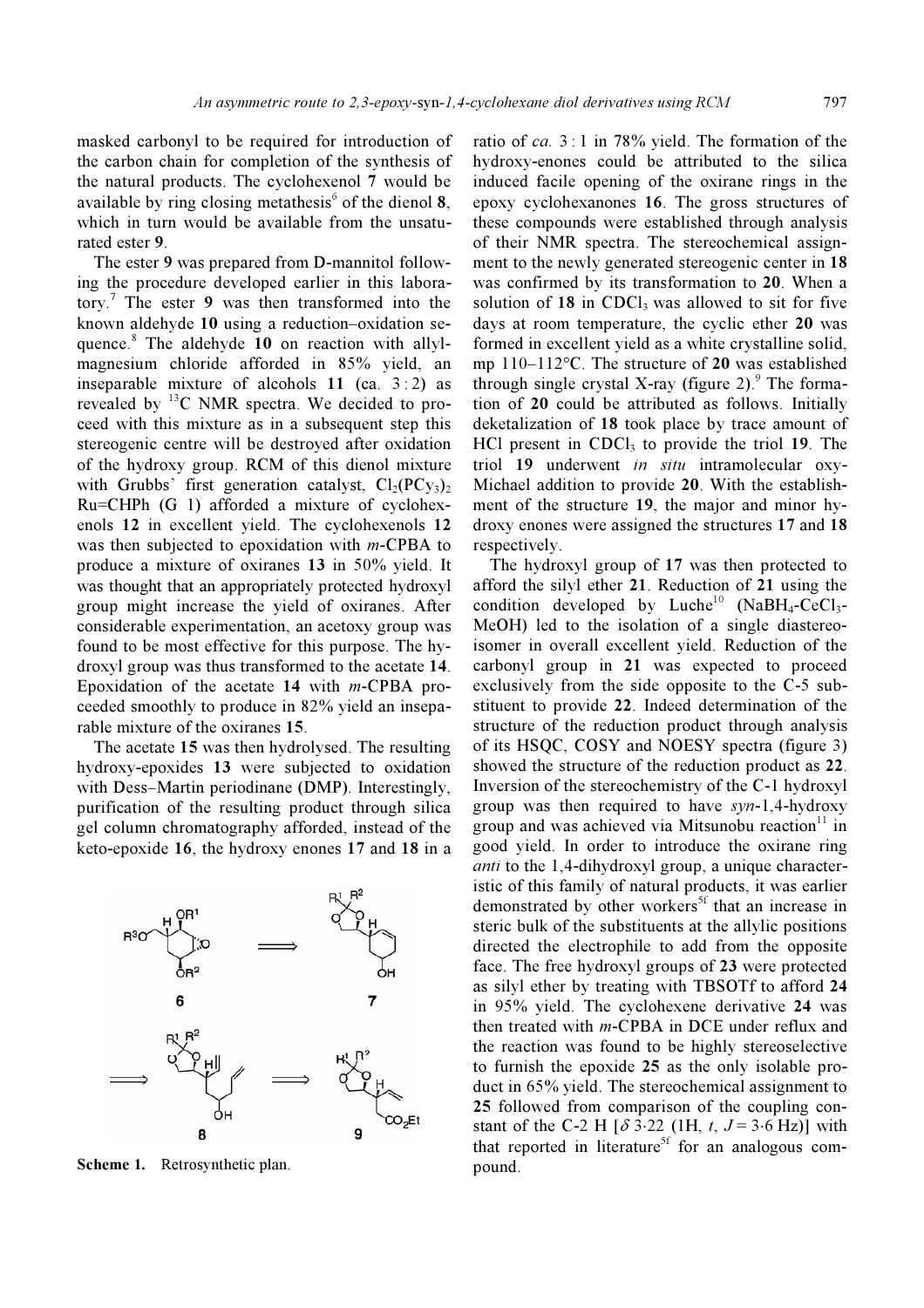masked carbonyl to be required for introduction of the carbon chain for completion of the synthesis of the natural products. The cyclohexenol **7** would be available by ring closing metathesis[6] of the dienol **8**, which in turn would be available from the unsaturated ester **9**.

The ester **9** was prepared from D-mannitol following the procedure developed earlier in this laboratory.[7] The ester **9** was then transformed into the known aldehyde **10** using a reduction–oxidation sequence.[8] The aldehyde **10** on reaction with allylmagnesium chloride afforded in 85% yield, an inseparable mixture of alcohols **11** (ca. 3 : 2) as revealed by $^{13}C$ NMR spectra. We decided to proceed with this mixture as in a subsequent step this stereogenic centre will be destroyed after oxidation of the hydroxy group. RCM of this dienol mixture with Grubbs' first generation catalyst, $Cl_2(PCy_3)_2Ru{=}CHPh$ (G 1) afforded a mixture of cyclohexenols **12** in excellent yield. The cyclohexenols **12** was then subjected to epoxidation with *m*-CPBA to produce a mixture of oxiranes **13** in 50% yield. It was thought that an appropriately protected hydroxyl group might increase the yield of oxiranes. After considerable experimentation, an acetoxy group was found to be most effective for this purpose. The hydroxyl group was thus transformed to the acetate **14**. Epoxidation of the acetate **14** with *m*-CPBA proceeded smoothly to produce in 82% yield an inseparable mixture of the oxiranes **15**.

The acetate **15** was then hydrolysed. The resulting hydroxy-epoxides **13** were subjected to oxidation with Dess–Martin periodinane (DMP). Interestingly, purification of the resulting product through silica gel column chromatography afforded, instead of the keto-epoxide **16**, the hydroxy enones **17** and **18** in a ratio of *ca.* 3 : 1 in 78% yield. The formation of the hydroxy-enones could be attributed to the silica induced facile opening of the oxirane rings in the epoxy cyclohexanones **16**. The gross structures of these compounds were established through analysis of their NMR spectra. The stereochemical assignment to the newly generated stereogenic center in **18** was confirmed by its transformation to **20**. When a solution of **18** in $CDCl_3$ was allowed to sit for five days at room temperature, the cyclic ether **20** was formed in excellent yield as a white crystalline solid, mp 110–112°C. The structure of **20** was established through single crystal X-ray (figure 2).[9] The formation of **20** could be attributed as follows. Initially deketalization of **18** took place by trace amount of HCl present in $CDCl_3$ to provide the triol **19**. The triol **19** underwent *in situ* intramolecular oxy-Michael addition to provide **20**. With the establishment of the structure **19**, the major and minor hydroxy enones were assigned the structures **17** and **18** respectively.

The hydroxyl group of **17** was then protected to afford the silyl ether **21**. Reduction of **21** using the condition developed by Luche[10] ($NaBH_4$-$CeCl_3$-MeOH) led to the isolation of a single diastereoisomer in overall excellent yield. Reduction of the carbonyl group in **21** was expected to proceed exclusively from the side opposite to the C-5 substituent to provide **22**. Indeed determination of the structure of the reduction product through analysis of its HSQC, COSY and NOESY spectra (figure 3) showed the structure of the reduction product as **22**. Inversion of the stereochemistry of the C-1 hydroxyl group was then required to have *syn*-1,4-hydroxy group and was achieved via Mitsunobu reaction[11] in good yield. In order to introduce the oxirane ring *anti* to the 1,4-dihydroxyl group, a unique characteristic of this family of natural products, it was earlier demonstrated by other workers[5f] that an increase in steric bulk of the substituents at the allylic positions directed the electrophile to add from the opposite face. The free hydroxyl groups of **23** were protected as silyl ether by treating with TBSOTf to afford **24** in 95% yield. The cyclohexene derivative **24** was then treated with *m*-CPBA in DCE under reflux and the reaction was found to be highly stereoselective to furnish the epoxide **25** as the only isolable product in 65% yield. The stereochemical assignment to **25** followed from comparison of the coupling constant of the C-2 H [$\delta$ 3·22 (1H, *t*, $J = 3{\cdot}6$ Hz)] with that reported in literature[5f] for an analogous compound.

**Scheme 1.** Retrosynthetic plan.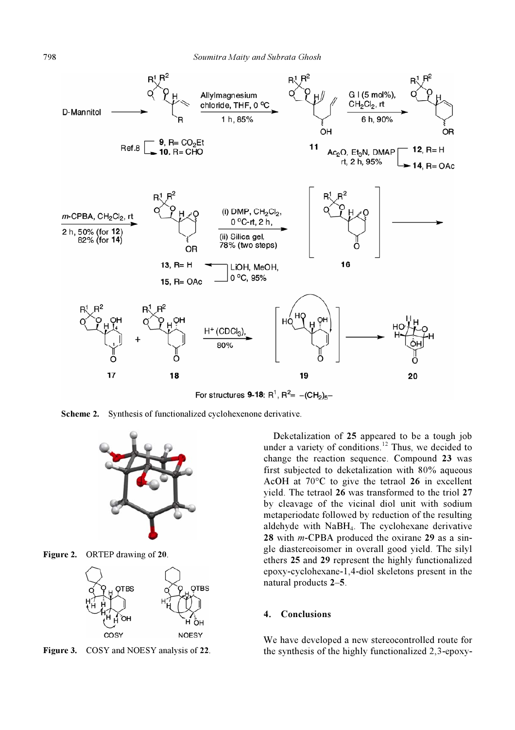Scheme 2. Synthesis of functionalized cyclohexenone derivative.

Figure 2. ORTEP drawing of **20**.

Figure 3. COSY and NOESY analysis of **22**.

Deketalization of **25** appeared to be a tough job under a variety of conditions.[12] Thus, we decided to change the reaction sequence. Compound **23** was first subjected to deketalization with 80% aqueous AcOH at 70°C to give the tetraol **26** in excellent yield. The tetraol **26** was transformed to the triol **27** by cleavage of the vicinal diol unit with sodium metaperiodate followed by reduction of the resulting aldehyde with $NaBH_4$. The cyclohexane derivative **28** with *m*-CPBA produced the oxirane **29** as a single diastereoisomer in overall good yield. The silyl ethers **25** and **29** represent the highly functionalized epoxy-cyclohexane-1,4-diol skeletons present in the natural products **2**–**5**.

## 4. Conclusions

We have developed a new stereocontrolled route for the synthesis of the highly functionalized 2,3-epoxy-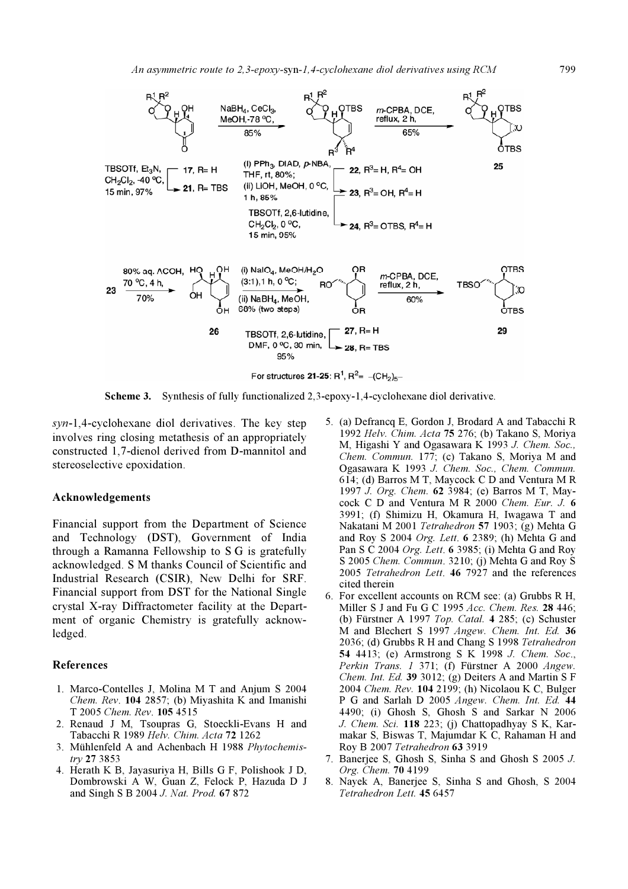**Scheme 3.** Synthesis of fully functionalized 2,3-epoxy-1,4-cyclohexane diol derivative.

*syn*-1,4-cyclohexane diol derivatives. The key step involves ring closing metathesis of an appropriately constructed 1,7-dienol derived from D-mannitol and stereoselective epoxidation.

## Acknowledgements

Financial support from the Department of Science and Technology (DST), Government of India through a Ramanna Fellowship to S G is gratefully acknowledged. S M thanks Council of Scientific and Industrial Research (CSIR), New Delhi for SRF. Financial support from DST for the National Single crystal X-ray Diffractometer facility at the Department of organic Chemistry is gratefully acknowledged.

## References

1. Marco-Contelles J, Molina M T and Anjum S 2004 *Chem. Rev.* **104** 2857; (b) Miyashita K and Imanishi T 2005 *Chem. Rev.* **105** 4515
2. Renaud J M, Tsoupras G, Stoeckli-Evans H and Tabacchi R 1989 *Helv. Chim. Acta* **72** 1262
3. Mühlenfeld A and Achenbach H 1988 *Phytochemistry* **27** 3853
4. Herath K B, Jayasuriya H, Bills G F, Polishook J D, Dombrowski A W, Guan Z, Felock P, Hazuda D J and Singh S B 2004 *J. Nat. Prod.* **67** 872
5. (a) Defrancq E, Gordon J, Brodard A and Tabacchi R 1992 *Helv. Chim. Acta* **75** 276; (b) Takano S, Moriya M, Higashi Y and Ogasawara K 1993 *J. Chem. Soc., Chem. Commun.* 177; (c) Takano S, Moriya M and Ogasawara K 1993 *J. Chem. Soc., Chem. Commun.* 614; (d) Barros M T, Maycock C D and Ventura M R 1997 *J. Org. Chem.* **62** 3984; (e) Barros M T, Maycock C D and Ventura M R 2000 *Chem. Eur. J.* **6** 3991; (f) Shimizu H, Okamura H, Iwagawa T and Nakatani M 2001 *Tetrahedron* **57** 1903; (g) Mehta G and Roy S 2004 *Org. Lett.* **6** 2389; (h) Mehta G and Pan S C 2004 *Org. Lett.* **6** 3985; (i) Mehta G and Roy S 2005 *Chem. Commun.* 3210; (j) Mehta G and Roy S 2005 *Tetrahedron Lett.* **46** 7927 and the references cited therein
6. For excellent accounts on RCM see: (a) Grubbs R H, Miller S J and Fu G C 1995 *Acc. Chem. Res.* **28** 446; (b) Fürstner A 1997 *Top. Catal.* **4** 285; (c) Schuster M and Blechert S 1997 *Angew. Chem. Int. Ed.* **36** 2036; (d) Grubbs R H and Chang S 1998 *Tetrahedron* **54** 4413; (e) Armstrong S K 1998 *J. Chem. Soc., Perkin Trans. 1* 371; (f) Fürstner A 2000 *Angew. Chem. Int. Ed.* **39** 3012; (g) Deiters A and Martin S F 2004 *Chem. Rev.* **104** 2199; (h) Nicolaou K C, Bulger P G and Sarlah D 2005 *Angew. Chem. Int. Ed.* **44** 4490; (i) Ghosh S, Ghosh S and Sarkar N 2006 *J. Chem. Sci.* **118** 223; (j) Chattopadhyay S K, Karmakar S, Biswas T, Majumdar K C, Rahaman H and Roy B 2007 *Tetrahedron* **63** 3919
7. Banerjee S, Ghosh S, Sinha S and Ghosh S 2005 *J. Org. Chem.* **70** 4199
8. Nayek A, Banerjee S, Sinha S and Ghosh, S 2004 *Tetrahedron Lett.* **45** 6457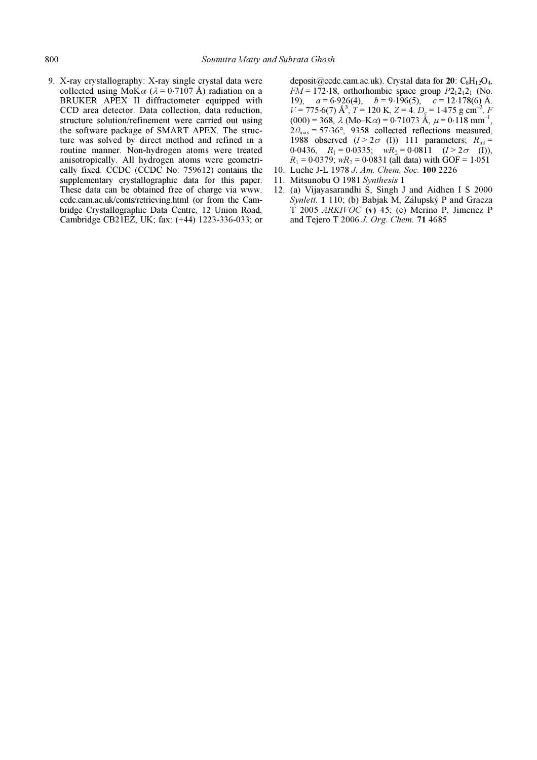9. X-ray crystallography: X-ray single crystal data were collected using MoK$\alpha$ ($\lambda$ = 0·7107 Å) radiation on a BRUKER APEX II diffractometer equipped with CCD area detector. Data collection, data reduction, structure solution/refinement were carried out using the software package of SMART APEX. The structure was solved by direct method and refined in a routine manner. Non-hydrogen atoms were treated anisotropically. All hydrogen atoms were geometrically fixed. CCDC (CCDC No: 759612) contains the supplementary crystallographic data for this paper. These data can be obtained free of charge via www.ccdc.cam.ac.uk/conts/retrieving.html (or from the Cambridge Crystallographic Data Centre, 12 Union Road, Cambridge CB21EZ, UK; fax: (+44) 1223-336-033; or deposit@ccdc.cam.ac.uk). Crystal data for **20**: $C_8H_{12}O_4$, $FM$ = 172·18, orthorhombic space group $P2_12_12_1$ (No. 19), $a$ = 6·926(4), $b$ = 9·196(5), $c$ = 12·178(6) Å. $V$ = 775·6(7) Å$^3$, $T$ = 120 K, $Z$ = 4. $D_c$ = 1·475 g cm$^{-3}$. $F$ (000) = 368, $\lambda$ (Mo–K$\alpha$) = 0·71073 Å, $\mu$ = 0·118 mm$^{-1}$, $2\theta_{max}$ = 57·36°, 9358 collected reflections measured, 1988 observed ($I > 2\sigma$ (I)) 111 parameters; $R_{int}$ = 0·0436, $R_1$ = 0·0335; $wR_2$ = 0·0811 ($I > 2\sigma$ (I)), $R_1$ = 0·0379; $wR_2$ = 0·0831 (all data) with GOF = 1·051
10. Luche J-L 1978 *J. Am. Chem. Soc.* **100** 2226
11. Mitsunobu O 1981 *Synthesis* 1
12. (a) Vijayasarandhi S, Singh J and Aidhen I S 2000 *Synlett.* **1** 110; (b) Babjak M, Zálupský P and Gracza T 2005 *ARKIVOC* **(v)** 45; (c) Merino P, Jimenez P and Tejero T 2006 *J. Org. Chem.* **71** 4685